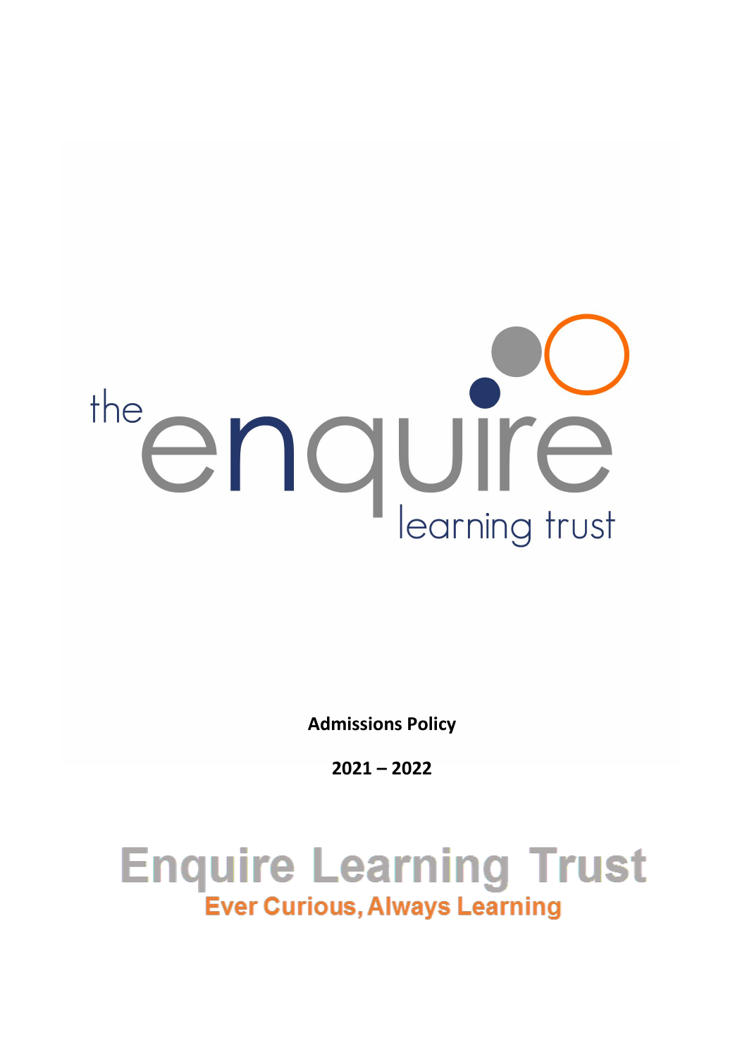the enquire learning trust

**Admissions Policy**

**2021 – 2022**

# Enquire Learning Trust

**Ever Curious, Always Learning**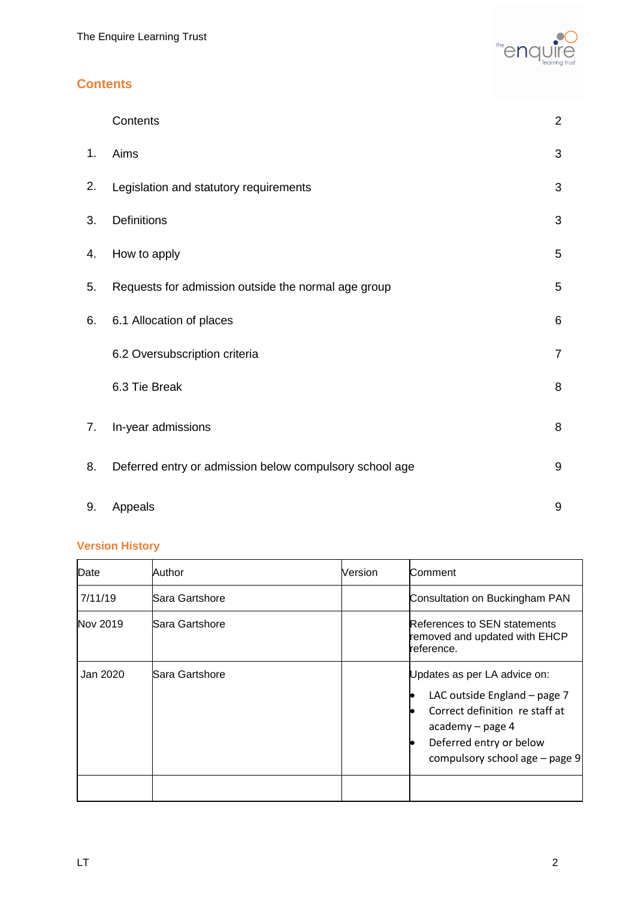## Contents

| | | |
|---|---|---|
| | Contents | 2 |
| 1. | Aims | 3 |
| 2. | Legislation and statutory requirements | 3 |
| 3. | Definitions | 3 |
| 4. | How to apply | 5 |
| 5. | Requests for admission outside the normal age group | 5 |
| 6. | 6.1 Allocation of places | 6 |
| | 6.2 Oversubscription criteria | 7 |
| | 6.3 Tie Break | 8 |
| 7. | In-year admissions | 8 |
| 8. | Deferred entry or admission below compulsory school age | 9 |
| 9. | Appeals | 9 |

## Version History

| Date | Author | Version | Comment |
|---|---|---|---|
| 7/11/19 | Sara Gartshore | | Consultation on Buckingham PAN |
| Nov 2019 | Sara Gartshore | | References to SEN statements removed and updated with EHCP reference. |
| Jan 2020 | Sara Gartshore | | Updates as per LA advice on:<br>• LAC outside England – page 7<br>• Correct definition re staff at academy – page 4<br>• Deferred entry or below compulsory school age – page 9 |
| | | | |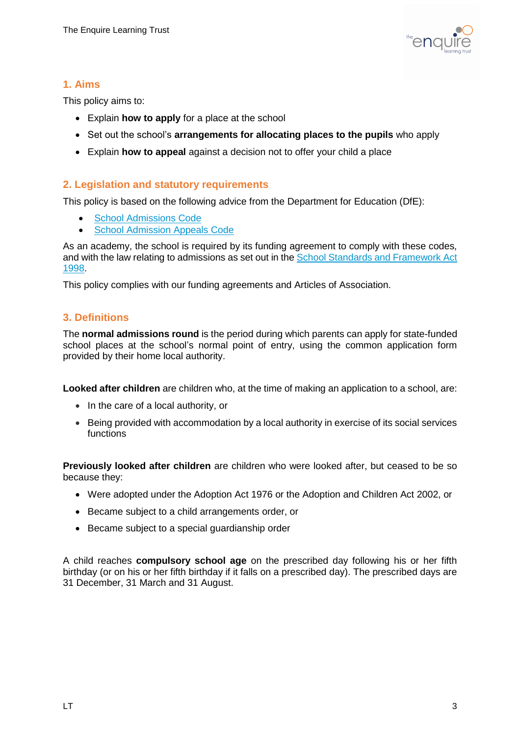## 1. Aims

This policy aims to:

- Explain **how to apply** for a place at the school
- Set out the school's **arrangements for allocating places to the pupils** who apply
- Explain **how to appeal** against a decision not to offer your child a place

## 2. Legislation and statutory requirements

This policy is based on the following advice from the Department for Education (DfE):

- School Admissions Code
- School Admission Appeals Code

As an academy, the school is required by its funding agreement to comply with these codes, and with the law relating to admissions as set out in the School Standards and Framework Act 1998.

This policy complies with our funding agreements and Articles of Association.

## 3. Definitions

The **normal admissions round** is the period during which parents can apply for state-funded school places at the school's normal point of entry, using the common application form provided by their home local authority.

**Looked after children** are children who, at the time of making an application to a school, are:

- In the care of a local authority, or
- Being provided with accommodation by a local authority in exercise of its social services functions

**Previously looked after children** are children who were looked after, but ceased to be so because they:

- Were adopted under the Adoption Act 1976 or the Adoption and Children Act 2002, or
- Became subject to a child arrangements order, or
- Became subject to a special guardianship order

A child reaches **compulsory school age** on the prescribed day following his or her fifth birthday (or on his or her fifth birthday if it falls on a prescribed day). The prescribed days are 31 December, 31 March and 31 August.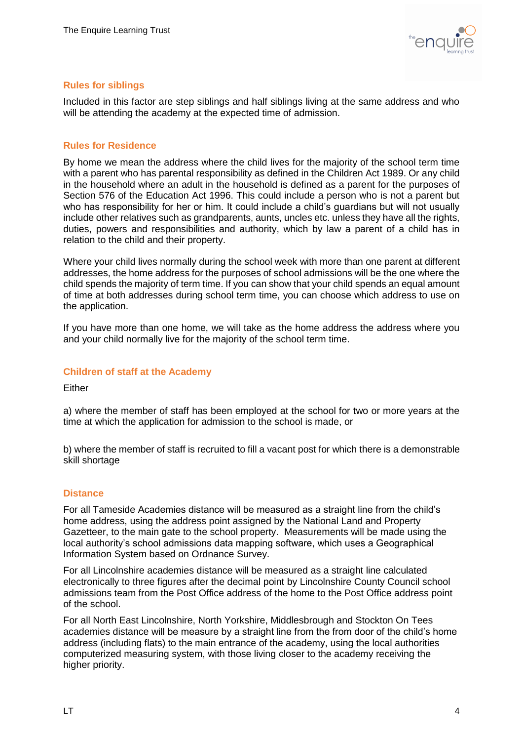### Rules for siblings

Included in this factor are step siblings and half siblings living at the same address and who will be attending the academy at the expected time of admission.

### Rules for Residence

By home we mean the address where the child lives for the majority of the school term time with a parent who has parental responsibility as defined in the Children Act 1989. Or any child in the household where an adult in the household is defined as a parent for the purposes of Section 576 of the Education Act 1996. This could include a person who is not a parent but who has responsibility for her or him. It could include a child's guardians but will not usually include other relatives such as grandparents, aunts, uncles etc. unless they have all the rights, duties, powers and responsibilities and authority, which by law a parent of a child has in relation to the child and their property.

Where your child lives normally during the school week with more than one parent at different addresses, the home address for the purposes of school admissions will be the one where the child spends the majority of term time. If you can show that your child spends an equal amount of time at both addresses during school term time, you can choose which address to use on the application.

If you have more than one home, we will take as the home address the address where you and your child normally live for the majority of the school term time.

### Children of staff at the Academy

Either

a) where the member of staff has been employed at the school for two or more years at the time at which the application for admission to the school is made, or

b) where the member of staff is recruited to fill a vacant post for which there is a demonstrable skill shortage

### Distance

For all Tameside Academies distance will be measured as a straight line from the child's home address, using the address point assigned by the National Land and Property Gazetteer, to the main gate to the school property. Measurements will be made using the local authority's school admissions data mapping software, which uses a Geographical Information System based on Ordnance Survey.

For all Lincolnshire academies distance will be measured as a straight line calculated electronically to three figures after the decimal point by Lincolnshire County Council school admissions team from the Post Office address of the home to the Post Office address point of the school.

For all North East Lincolnshire, North Yorkshire, Middlesbrough and Stockton On Tees academies distance will be measure by a straight line from the from door of the child's home address (including flats) to the main entrance of the academy, using the local authorities computerized measuring system, with those living closer to the academy receiving the higher priority.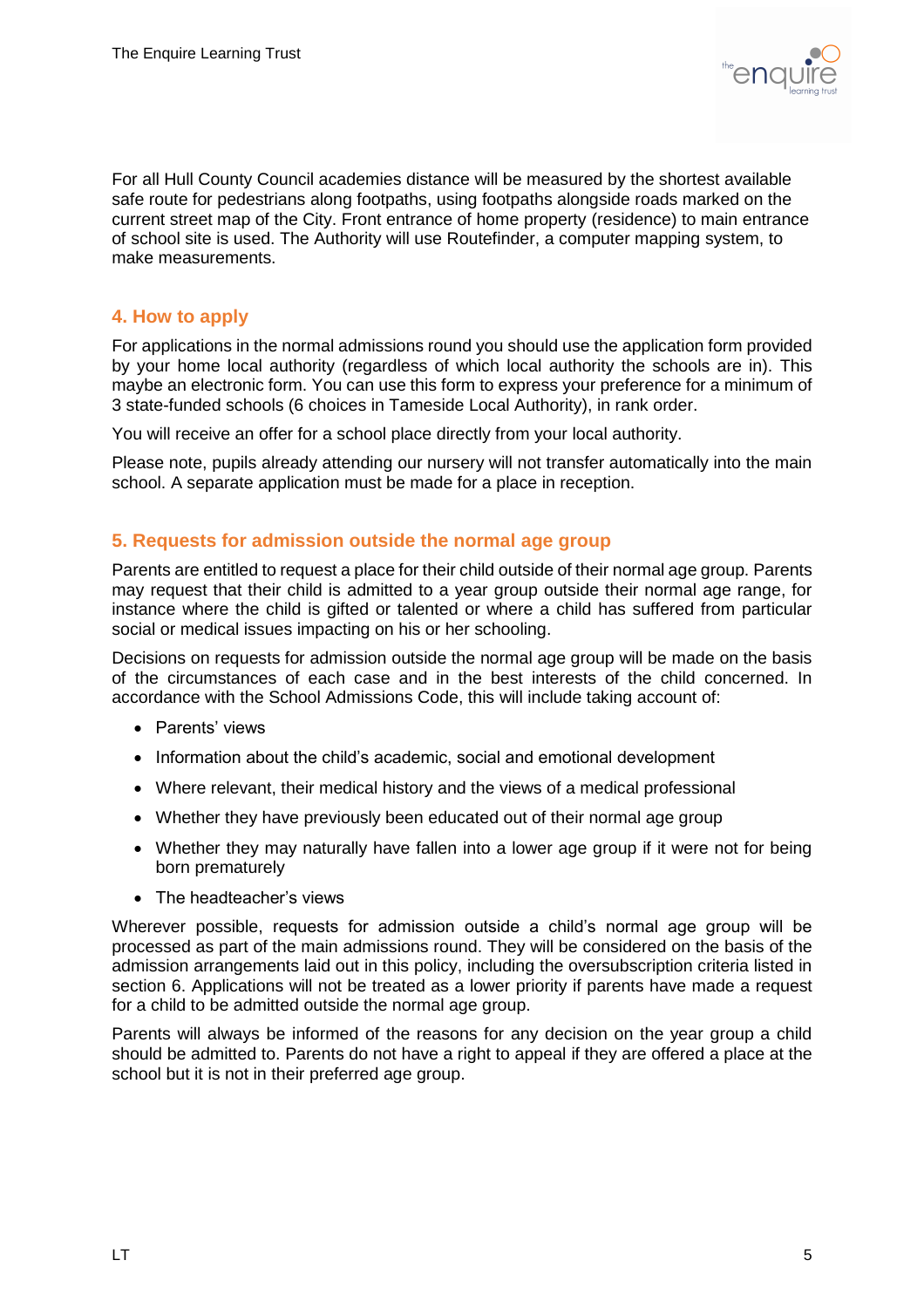For all Hull County Council academies distance will be measured by the shortest available safe route for pedestrians along footpaths, using footpaths alongside roads marked on the current street map of the City. Front entrance of home property (residence) to main entrance of school site is used. The Authority will use Routefinder, a computer mapping system, to make measurements.

## 4. How to apply

For applications in the normal admissions round you should use the application form provided by your home local authority (regardless of which local authority the schools are in). This maybe an electronic form. You can use this form to express your preference for a minimum of 3 state-funded schools (6 choices in Tameside Local Authority), in rank order.

You will receive an offer for a school place directly from your local authority.

Please note, pupils already attending our nursery will not transfer automatically into the main school. A separate application must be made for a place in reception.

## 5. Requests for admission outside the normal age group

Parents are entitled to request a place for their child outside of their normal age group. Parents may request that their child is admitted to a year group outside their normal age range, for instance where the child is gifted or talented or where a child has suffered from particular social or medical issues impacting on his or her schooling.

Decisions on requests for admission outside the normal age group will be made on the basis of the circumstances of each case and in the best interests of the child concerned. In accordance with the School Admissions Code, this will include taking account of:

- Parents' views
- Information about the child's academic, social and emotional development
- Where relevant, their medical history and the views of a medical professional
- Whether they have previously been educated out of their normal age group
- Whether they may naturally have fallen into a lower age group if it were not for being born prematurely
- The headteacher's views

Wherever possible, requests for admission outside a child's normal age group will be processed as part of the main admissions round. They will be considered on the basis of the admission arrangements laid out in this policy, including the oversubscription criteria listed in section 6. Applications will not be treated as a lower priority if parents have made a request for a child to be admitted outside the normal age group.

Parents will always be informed of the reasons for any decision on the year group a child should be admitted to. Parents do not have a right to appeal if they are offered a place at the school but it is not in their preferred age group.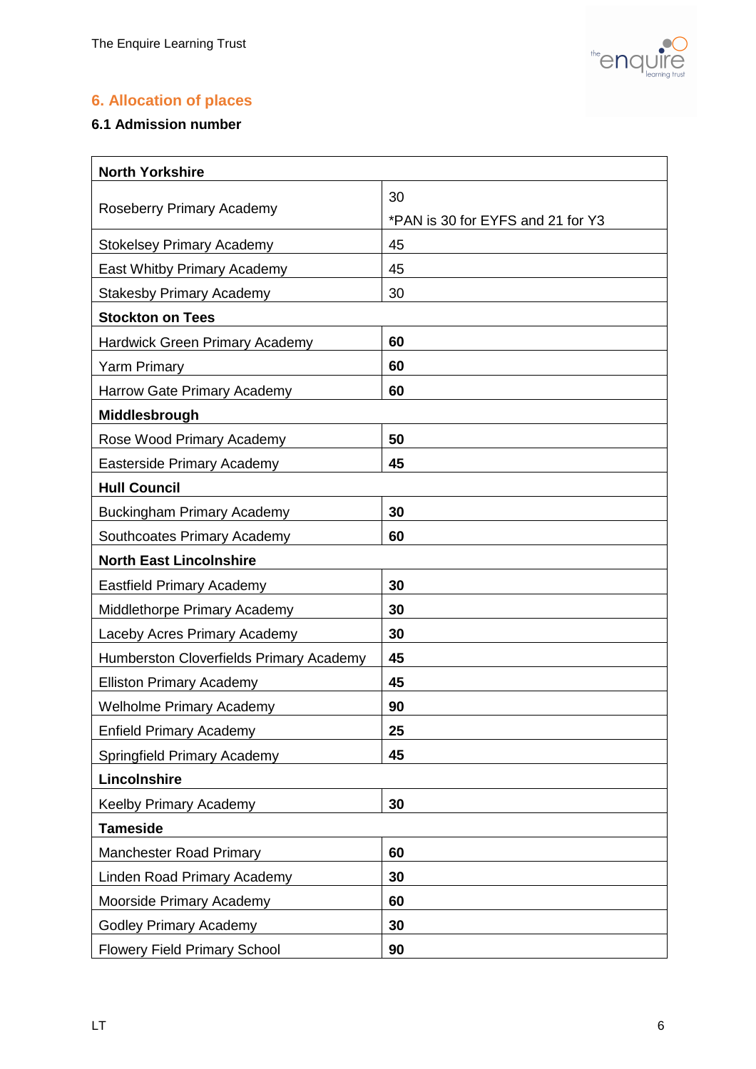## 6. Allocation of places

### 6.1 Admission number

| **North Yorkshire** | |
|---|---|
| Roseberry Primary Academy | 30<br>*PAN is 30 for EYFS and 21 for Y3 |
| Stokelsey Primary Academy | 45 |
| East Whitby Primary Academy | 45 |
| Stakesby Primary Academy | 30 |
| **Stockton on Tees** | |
| Hardwick Green Primary Academy | **60** |
| Yarm Primary | **60** |
| Harrow Gate Primary Academy | **60** |
| **Middlesbrough** | |
| Rose Wood Primary Academy | **50** |
| Easterside Primary Academy | **45** |
| **Hull Council** | |
| Buckingham Primary Academy | **30** |
| Southcoates Primary Academy | **60** |
| **North East Lincolnshire** | |
| Eastfield Primary Academy | **30** |
| Middlethorpe Primary Academy | **30** |
| Laceby Acres Primary Academy | **30** |
| Humberston Cloverfields Primary Academy | **45** |
| Elliston Primary Academy | **45** |
| Welholme Primary Academy | **90** |
| Enfield Primary Academy | **25** |
| Springfield Primary Academy | **45** |
| **Lincolnshire** | |
| Keelby Primary Academy | **30** |
| **Tameside** | |
| Manchester Road Primary | **60** |
| Linden Road Primary Academy | **30** |
| Moorside Primary Academy | **60** |
| Godley Primary Academy | **30** |
| Flowery Field Primary School | **90** |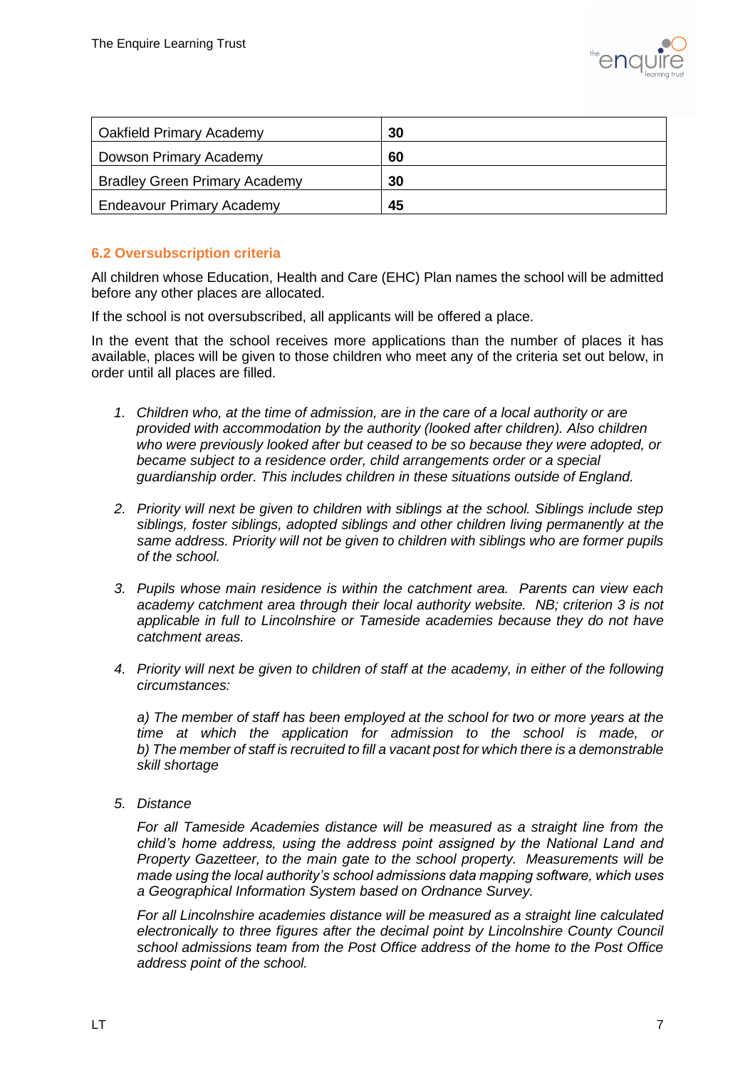| Oakfield Primary Academy | **30** |
|---|---|
| Dowson Primary Academy | **60** |
| Bradley Green Primary Academy | **30** |
| Endeavour Primary Academy | **45** |

### 6.2 Oversubscription criteria

All children whose Education, Health and Care (EHC) Plan names the school will be admitted before any other places are allocated.

If the school is not oversubscribed, all applicants will be offered a place.

In the event that the school receives more applications than the number of places it has available, places will be given to those children who meet any of the criteria set out below, in order until all places are filled.

1. *Children who, at the time of admission, are in the care of a local authority or are provided with accommodation by the authority (looked after children). Also children who were previously looked after but ceased to be so because they were adopted, or became subject to a residence order, child arrangements order or a special guardianship order. This includes children in these situations outside of England.*

2. *Priority will next be given to children with siblings at the school. Siblings include step siblings, foster siblings, adopted siblings and other children living permanently at the same address. Priority will not be given to children with siblings who are former pupils of the school.*

3. *Pupils whose main residence is within the catchment area. Parents can view each academy catchment area through their local authority website. NB; criterion 3 is not applicable in full to Lincolnshire or Tameside academies because they do not have catchment areas.*

4. *Priority will next be given to children of staff at the academy, in either of the following circumstances:*

   *a) The member of staff has been employed at the school for two or more years at the time at which the application for admission to the school is made, or*
   *b) The member of staff is recruited to fill a vacant post for which there is a demonstrable skill shortage*

5. *Distance*

   *For all Tameside Academies distance will be measured as a straight line from the child's home address, using the address point assigned by the National Land and Property Gazetteer, to the main gate to the school property. Measurements will be made using the local authority's school admissions data mapping software, which uses a Geographical Information System based on Ordnance Survey.*

   *For all Lincolnshire academies distance will be measured as a straight line calculated electronically to three figures after the decimal point by Lincolnshire County Council school admissions team from the Post Office address of the home to the Post Office address point of the school.*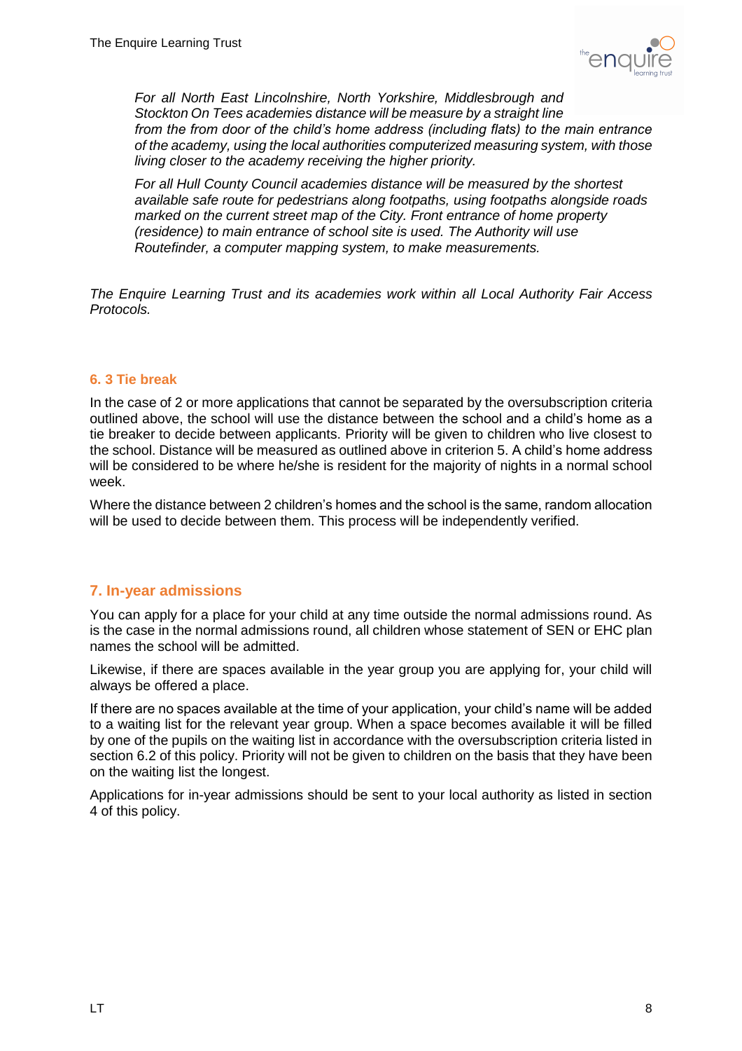*For all North East Lincolnshire, North Yorkshire, Middlesbrough and Stockton On Tees academies distance will be measure by a straight line from the from door of the child's home address (including flats) to the main entrance of the academy, using the local authorities computerized measuring system, with those living closer to the academy receiving the higher priority.*

*For all Hull County Council academies distance will be measured by the shortest available safe route for pedestrians along footpaths, using footpaths alongside roads marked on the current street map of the City. Front entrance of home property (residence) to main entrance of school site is used. The Authority will use Routefinder, a computer mapping system, to make measurements.*

*The Enquire Learning Trust and its academies work within all Local Authority Fair Access Protocols.*

### 6. 3 Tie break

In the case of 2 or more applications that cannot be separated by the oversubscription criteria outlined above, the school will use the distance between the school and a child's home as a tie breaker to decide between applicants. Priority will be given to children who live closest to the school. Distance will be measured as outlined above in criterion 5. A child's home address will be considered to be where he/she is resident for the majority of nights in a normal school week.

Where the distance between 2 children's homes and the school is the same, random allocation will be used to decide between them. This process will be independently verified.

## 7. In-year admissions

You can apply for a place for your child at any time outside the normal admissions round. As is the case in the normal admissions round, all children whose statement of SEN or EHC plan names the school will be admitted.

Likewise, if there are spaces available in the year group you are applying for, your child will always be offered a place.

If there are no spaces available at the time of your application, your child's name will be added to a waiting list for the relevant year group. When a space becomes available it will be filled by one of the pupils on the waiting list in accordance with the oversubscription criteria listed in section 6.2 of this policy. Priority will not be given to children on the basis that they have been on the waiting list the longest.

Applications for in-year admissions should be sent to your local authority as listed in section 4 of this policy.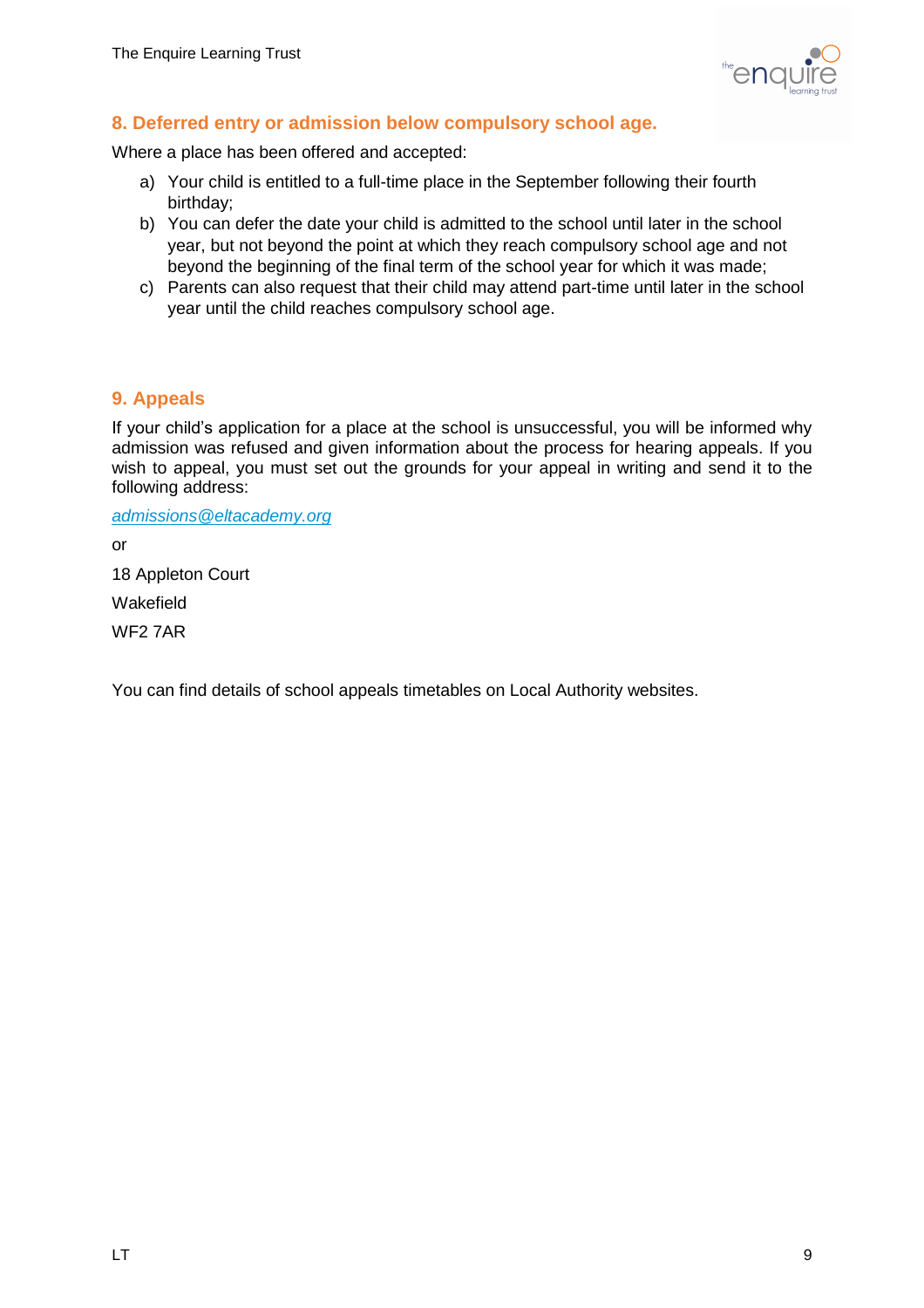## 8. Deferred entry or admission below compulsory school age.

Where a place has been offered and accepted:

a) Your child is entitled to a full-time place in the September following their fourth birthday;
b) You can defer the date your child is admitted to the school until later in the school year, but not beyond the point at which they reach compulsory school age and not beyond the beginning of the final term of the school year for which it was made;
c) Parents can also request that their child may attend part-time until later in the school year until the child reaches compulsory school age.

## 9. Appeals

If your child's application for a place at the school is unsuccessful, you will be informed why admission was refused and given information about the process for hearing appeals. If you wish to appeal, you must set out the grounds for your appeal in writing and send it to the following address:

admissions@eltacademy.org

or

18 Appleton Court

Wakefield

WF2 7AR

You can find details of school appeals timetables on Local Authority websites.